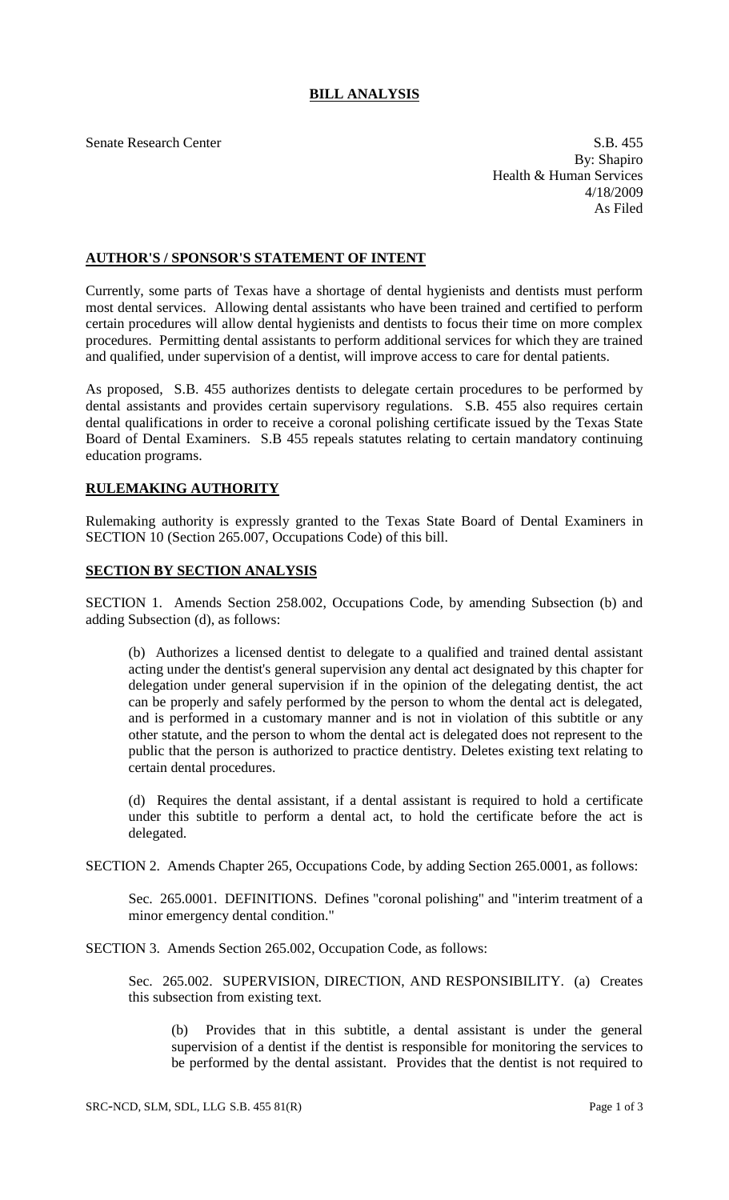# BILL ANALYSIS

Senate Research Center S.B. 455
By: Shapiro
Health & Human Services
4/18/2009
As Filed

## AUTHOR'S / SPONSOR'S STATEMENT OF INTENT

Currently, some parts of Texas have a shortage of dental hygienists and dentists must perform most dental services. Allowing dental assistants who have been trained and certified to perform certain procedures will allow dental hygienists and dentists to focus their time on more complex procedures. Permitting dental assistants to perform additional services for which they are trained and qualified, under supervision of a dentist, will improve access to care for dental patients.

As proposed, S.B. 455 authorizes dentists to delegate certain procedures to be performed by dental assistants and provides certain supervisory regulations. S.B. 455 also requires certain dental qualifications in order to receive a coronal polishing certificate issued by the Texas State Board of Dental Examiners. S.B 455 repeals statutes relating to certain mandatory continuing education programs.

## RULEMAKING AUTHORITY

Rulemaking authority is expressly granted to the Texas State Board of Dental Examiners in SECTION 10 (Section 265.007, Occupations Code) of this bill.

## SECTION BY SECTION ANALYSIS

SECTION 1. Amends Section 258.002, Occupations Code, by amending Subsection (b) and adding Subsection (d), as follows:

(b) Authorizes a licensed dentist to delegate to a qualified and trained dental assistant acting under the dentist's general supervision any dental act designated by this chapter for delegation under general supervision if in the opinion of the delegating dentist, the act can be properly and safely performed by the person to whom the dental act is delegated, and is performed in a customary manner and is not in violation of this subtitle or any other statute, and the person to whom the dental act is delegated does not represent to the public that the person is authorized to practice dentistry. Deletes existing text relating to certain dental procedures.

(d) Requires the dental assistant, if a dental assistant is required to hold a certificate under this subtitle to perform a dental act, to hold the certificate before the act is delegated.

SECTION 2. Amends Chapter 265, Occupations Code, by adding Section 265.0001, as follows:

Sec. 265.0001. DEFINITIONS. Defines "coronal polishing" and "interim treatment of a minor emergency dental condition."

SECTION 3. Amends Section 265.002, Occupation Code, as follows:

Sec. 265.002. SUPERVISION, DIRECTION, AND RESPONSIBILITY. (a) Creates this subsection from existing text.

(b) Provides that in this subtitle, a dental assistant is under the general supervision of a dentist if the dentist is responsible for monitoring the services to be performed by the dental assistant. Provides that the dentist is not required to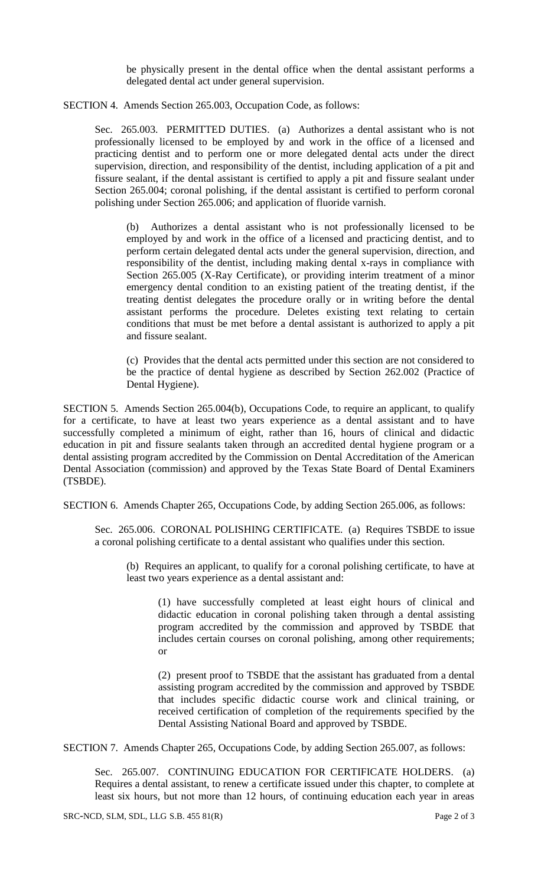be physically present in the dental office when the dental assistant performs a delegated dental act under general supervision.

SECTION 4. Amends Section 265.003, Occupation Code, as follows:

Sec. 265.003. PERMITTED DUTIES. (a) Authorizes a dental assistant who is not professionally licensed to be employed by and work in the office of a licensed and practicing dentist and to perform one or more delegated dental acts under the direct supervision, direction, and responsibility of the dentist, including application of a pit and fissure sealant, if the dental assistant is certified to apply a pit and fissure sealant under Section 265.004; coronal polishing, if the dental assistant is certified to perform coronal polishing under Section 265.006; and application of fluoride varnish.

(b) Authorizes a dental assistant who is not professionally licensed to be employed by and work in the office of a licensed and practicing dentist, and to perform certain delegated dental acts under the general supervision, direction, and responsibility of the dentist, including making dental x-rays in compliance with Section 265.005 (X-Ray Certificate), or providing interim treatment of a minor emergency dental condition to an existing patient of the treating dentist, if the treating dentist delegates the procedure orally or in writing before the dental assistant performs the procedure. Deletes existing text relating to certain conditions that must be met before a dental assistant is authorized to apply a pit and fissure sealant.

(c) Provides that the dental acts permitted under this section are not considered to be the practice of dental hygiene as described by Section 262.002 (Practice of Dental Hygiene).

SECTION 5. Amends Section 265.004(b), Occupations Code, to require an applicant, to qualify for a certificate, to have at least two years experience as a dental assistant and to have successfully completed a minimum of eight, rather than 16, hours of clinical and didactic education in pit and fissure sealants taken through an accredited dental hygiene program or a dental assisting program accredited by the Commission on Dental Accreditation of the American Dental Association (commission) and approved by the Texas State Board of Dental Examiners (TSBDE).

SECTION 6. Amends Chapter 265, Occupations Code, by adding Section 265.006, as follows:

Sec. 265.006. CORONAL POLISHING CERTIFICATE. (a) Requires TSBDE to issue a coronal polishing certificate to a dental assistant who qualifies under this section.

(b) Requires an applicant, to qualify for a coronal polishing certificate, to have at least two years experience as a dental assistant and:

(1) have successfully completed at least eight hours of clinical and didactic education in coronal polishing taken through a dental assisting program accredited by the commission and approved by TSBDE that includes certain courses on coronal polishing, among other requirements; or

(2) present proof to TSBDE that the assistant has graduated from a dental assisting program accredited by the commission and approved by TSBDE that includes specific didactic course work and clinical training, or received certification of completion of the requirements specified by the Dental Assisting National Board and approved by TSBDE.

SECTION 7. Amends Chapter 265, Occupations Code, by adding Section 265.007, as follows:

Sec. 265.007. CONTINUING EDUCATION FOR CERTIFICATE HOLDERS. (a) Requires a dental assistant, to renew a certificate issued under this chapter, to complete at least six hours, but not more than 12 hours, of continuing education each year in areas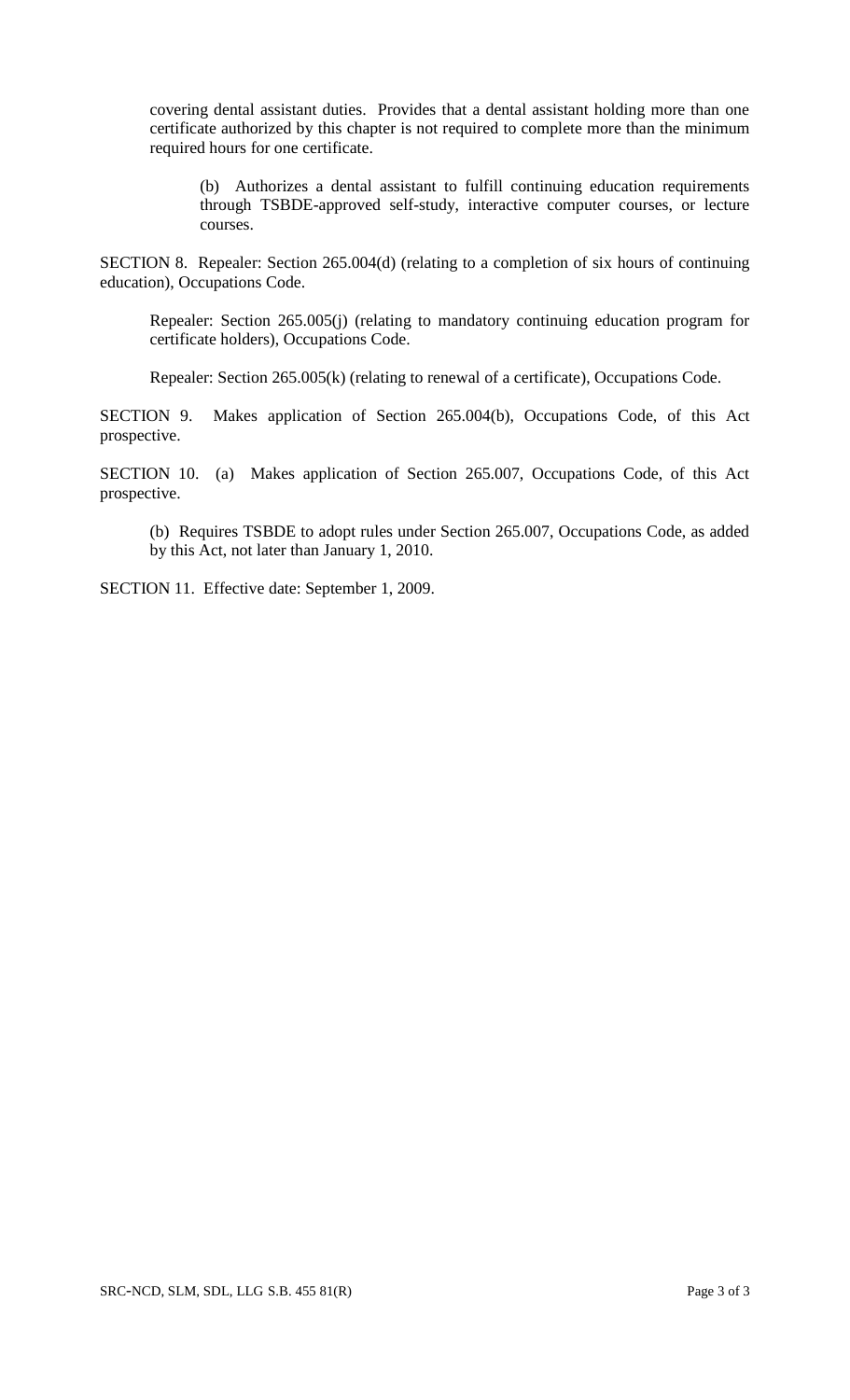covering dental assistant duties. Provides that a dental assistant holding more than one certificate authorized by this chapter is not required to complete more than the minimum required hours for one certificate.

(b) Authorizes a dental assistant to fulfill continuing education requirements through TSBDE-approved self-study, interactive computer courses, or lecture courses.

SECTION 8. Repealer: Section 265.004(d) (relating to a completion of six hours of continuing education), Occupations Code.

Repealer: Section 265.005(j) (relating to mandatory continuing education program for certificate holders), Occupations Code.

Repealer: Section 265.005(k) (relating to renewal of a certificate), Occupations Code.

SECTION 9. Makes application of Section 265.004(b), Occupations Code, of this Act prospective.

SECTION 10. (a) Makes application of Section 265.007, Occupations Code, of this Act prospective.

(b) Requires TSBDE to adopt rules under Section 265.007, Occupations Code, as added by this Act, not later than January 1, 2010.

SECTION 11. Effective date: September 1, 2009.